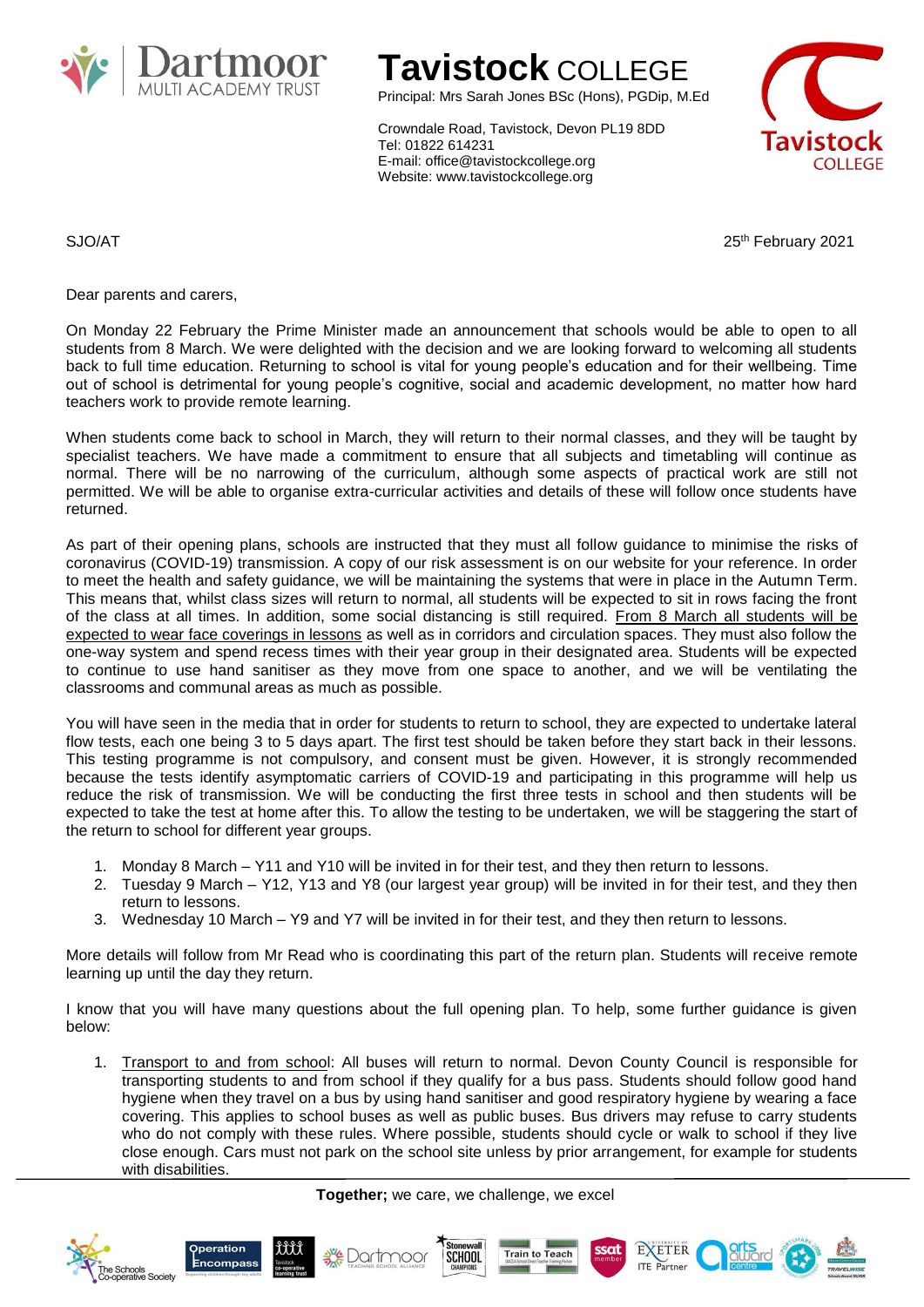# Tavistock COLLEGE

Principal: Mrs Sarah Jones BSc (Hons), PGDip, M.Ed

Crowndale Road, Tavistock, Devon PL19 8DD
Tel: 01822 614231
E-mail: office@tavistockcollege.org
Website: www.tavistockcollege.org

SJO/AT

25th February 2021

Dear parents and carers,

On Monday 22 February the Prime Minister made an announcement that schools would be able to open to all students from 8 March. We were delighted with the decision and we are looking forward to welcoming all students back to full time education. Returning to school is vital for young people's education and for their wellbeing. Time out of school is detrimental for young people's cognitive, social and academic development, no matter how hard teachers work to provide remote learning.

When students come back to school in March, they will return to their normal classes, and they will be taught by specialist teachers. We have made a commitment to ensure that all subjects and timetabling will continue as normal. There will be no narrowing of the curriculum, although some aspects of practical work are still not permitted. We will be able to organise extra-curricular activities and details of these will follow once students have returned.

As part of their opening plans, schools are instructed that they must all follow guidance to minimise the risks of coronavirus (COVID-19) transmission. A copy of our risk assessment is on our website for your reference. In order to meet the health and safety guidance, we will be maintaining the systems that were in place in the Autumn Term. This means that, whilst class sizes will return to normal, all students will be expected to sit in rows facing the front of the class at all times. In addition, some social distancing is still required. From 8 March all students will be expected to wear face coverings in lessons as well as in corridors and circulation spaces. They must also follow the one-way system and spend recess times with their year group in their designated area. Students will be expected to continue to use hand sanitiser as they move from one space to another, and we will be ventilating the classrooms and communal areas as much as possible.

You will have seen in the media that in order for students to return to school, they are expected to undertake lateral flow tests, each one being 3 to 5 days apart. The first test should be taken before they start back in their lessons. This testing programme is not compulsory, and consent must be given. However, it is strongly recommended because the tests identify asymptomatic carriers of COVID-19 and participating in this programme will help us reduce the risk of transmission. We will be conducting the first three tests in school and then students will be expected to take the test at home after this. To allow the testing to be undertaken, we will be staggering the start of the return to school for different year groups.

1. Monday 8 March – Y11 and Y10 will be invited in for their test, and they then return to lessons.
2. Tuesday 9 March – Y12, Y13 and Y8 (our largest year group) will be invited in for their test, and they then return to lessons.
3. Wednesday 10 March – Y9 and Y7 will be invited in for their test, and they then return to lessons.

More details will follow from Mr Read who is coordinating this part of the return plan. Students will receive remote learning up until the day they return.

I know that you will have many questions about the full opening plan. To help, some further guidance is given below:

1. Transport to and from school: All buses will return to normal. Devon County Council is responsible for transporting students to and from school if they qualify for a bus pass. Students should follow good hand hygiene when they travel on a bus by using hand sanitiser and good respiratory hygiene by wearing a face covering. This applies to school buses as well as public buses. Bus drivers may refuse to carry students who do not comply with these rules. Where possible, students should cycle or walk to school if they live close enough. Cars must not park on the school site unless by prior arrangement, for example for students with disabilities.

**Together;** we care, we challenge, we excel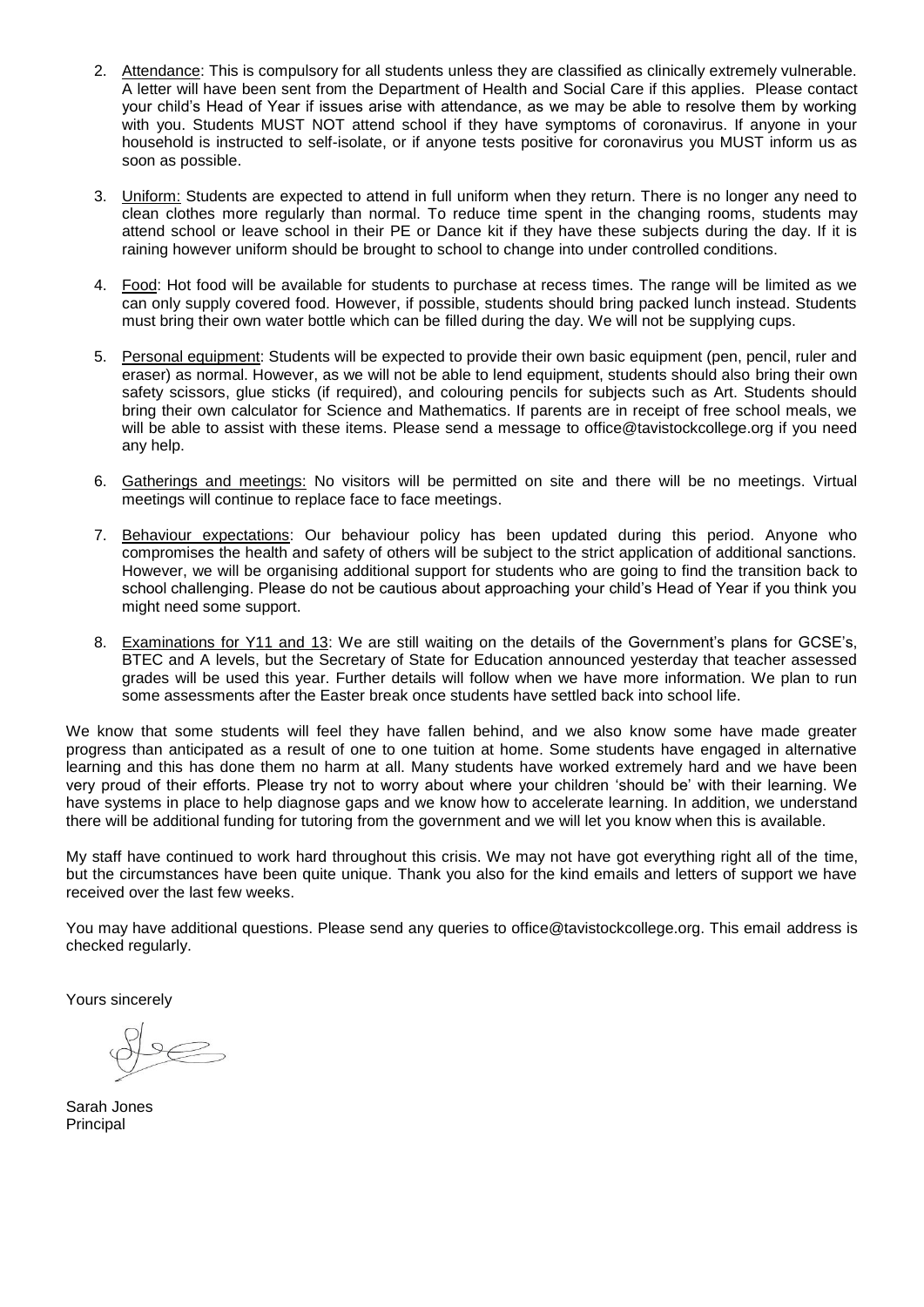2. Attendance: This is compulsory for all students unless they are classified as clinically extremely vulnerable. A letter will have been sent from the Department of Health and Social Care if this applies. Please contact your child's Head of Year if issues arise with attendance, as we may be able to resolve them by working with you. Students MUST NOT attend school if they have symptoms of coronavirus. If anyone in your household is instructed to self-isolate, or if anyone tests positive for coronavirus you MUST inform us as soon as possible.

3. Uniform: Students are expected to attend in full uniform when they return. There is no longer any need to clean clothes more regularly than normal. To reduce time spent in the changing rooms, students may attend school or leave school in their PE or Dance kit if they have these subjects during the day. If it is raining however uniform should be brought to school to change into under controlled conditions.

4. Food: Hot food will be available for students to purchase at recess times. The range will be limited as we can only supply covered food. However, if possible, students should bring packed lunch instead. Students must bring their own water bottle which can be filled during the day. We will not be supplying cups.

5. Personal equipment: Students will be expected to provide their own basic equipment (pen, pencil, ruler and eraser) as normal. However, as we will not be able to lend equipment, students should also bring their own safety scissors, glue sticks (if required), and colouring pencils for subjects such as Art. Students should bring their own calculator for Science and Mathematics. If parents are in receipt of free school meals, we will be able to assist with these items. Please send a message to office@tavistockcollege.org if you need any help.

6. Gatherings and meetings: No visitors will be permitted on site and there will be no meetings. Virtual meetings will continue to replace face to face meetings.

7. Behaviour expectations: Our behaviour policy has been updated during this period. Anyone who compromises the health and safety of others will be subject to the strict application of additional sanctions. However, we will be organising additional support for students who are going to find the transition back to school challenging. Please do not be cautious about approaching your child's Head of Year if you think you might need some support.

8. Examinations for Y11 and 13: We are still waiting on the details of the Government's plans for GCSE's, BTEC and A levels, but the Secretary of State for Education announced yesterday that teacher assessed grades will be used this year. Further details will follow when we have more information. We plan to run some assessments after the Easter break once students have settled back into school life.

We know that some students will feel they have fallen behind, and we also know some have made greater progress than anticipated as a result of one to one tuition at home. Some students have engaged in alternative learning and this has done them no harm at all. Many students have worked extremely hard and we have been very proud of their efforts. Please try not to worry about where your children 'should be' with their learning. We have systems in place to help diagnose gaps and we know how to accelerate learning. In addition, we understand there will be additional funding for tutoring from the government and we will let you know when this is available.

My staff have continued to work hard throughout this crisis. We may not have got everything right all of the time, but the circumstances have been quite unique. Thank you also for the kind emails and letters of support we have received over the last few weeks.

You may have additional questions. Please send any queries to office@tavistockcollege.org. This email address is checked regularly.

Yours sincerely

Sarah Jones
Principal